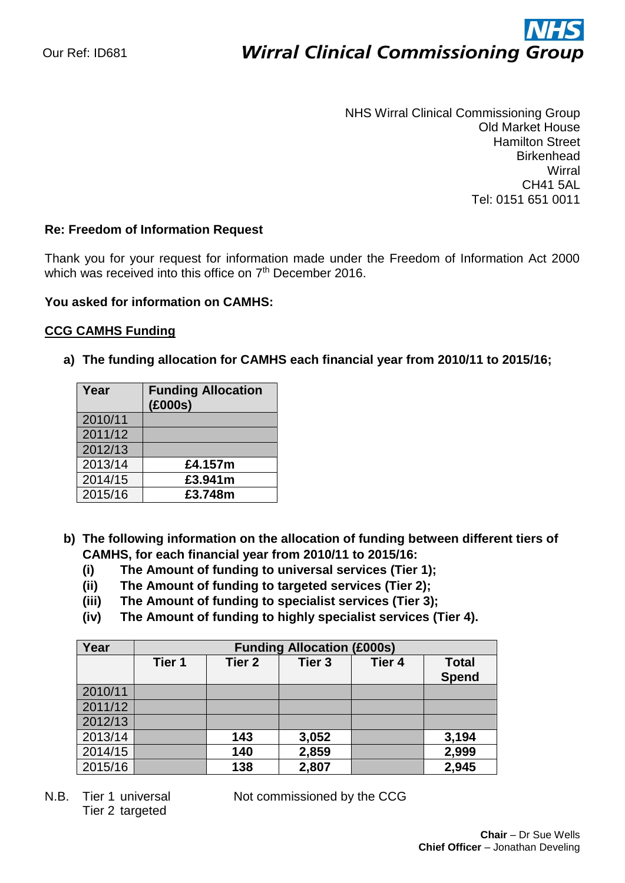Our Ref: ID681

**Wirral Clinical Commissioning Group**

NHS Wirral Clinical Commissioning Group
Old Market House
Hamilton Street
Birkenhead
Wirral
CH41 5AL
Tel: 0151 651 0011

**Re: Freedom of Information Request**

Thank you for your request for information made under the Freedom of Information Act 2000 which was received into this office on 7th December 2016.

**You asked for information on CAMHS:**

**CCG CAMHS Funding**

**a) The funding allocation for CAMHS each financial year from 2010/11 to 2015/16;**

| Year | Funding Allocation (£000s) |
| --- | --- |
| 2010/11 | |
| 2011/12 | |
| 2012/13 | |
| 2013/14 | **£4.157m** |
| 2014/15 | **£3.941m** |
| 2015/16 | **£3.748m** |

**b) The following information on the allocation of funding between different tiers of CAMHS, for each financial year from 2010/11 to 2015/16:**

- **(i) The Amount of funding to universal services (Tier 1);**
- **(ii) The Amount of funding to targeted services (Tier 2);**
- **(iii) The Amount of funding to specialist services (Tier 3);**
- **(iv) The Amount of funding to highly specialist services (Tier 4).**

| Year | Funding Allocation (£000s) | | | | |
| --- | --- | --- | --- | --- | --- |
| | Tier 1 | Tier 2 | Tier 3 | Tier 4 | Total Spend |
| 2010/11 | | | | | |
| 2011/12 | | | | | |
| 2012/13 | | | | | |
| 2013/14 | | **143** | **3,052** | | **3,194** |
| 2014/15 | | **140** | **2,859** | | **2,999** |
| 2015/16 | | **138** | **2,807** | | **2,945** |

N.B. Tier 1 universal — Not commissioned by the CCG
Tier 2 targeted

**Chair** – Dr Sue Wells
**Chief Officer** – Jonathan Develing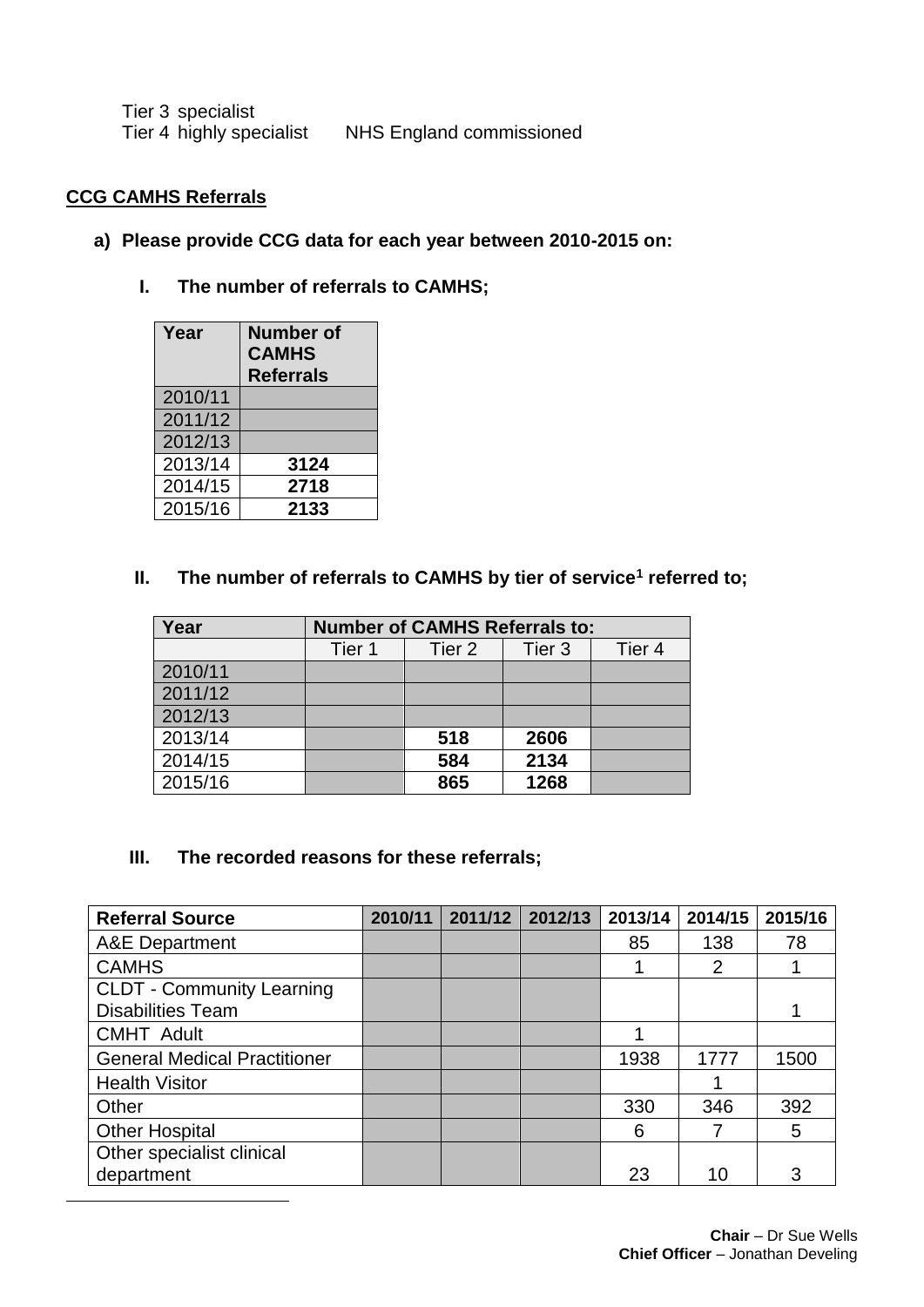Tier 3 specialist
Tier 4 highly specialist    NHS England commissioned

**CCG CAMHS Referrals**

**a) Please provide CCG data for each year between 2010-2015 on:**

**I. The number of referrals to CAMHS;**

| Year | Number of CAMHS Referrals |
|---|---|
| 2010/11 | |
| 2011/12 | |
| 2012/13 | |
| 2013/14 | **3124** |
| 2014/15 | **2718** |
| 2015/16 | **2133** |

**II. The number of referrals to CAMHS by tier of service[1] referred to;**

| Year | Number of CAMHS Referrals to: | | | |
|---|---|---|---|---|
| | Tier 1 | Tier 2 | Tier 3 | Tier 4 |
| 2010/11 | | | | |
| 2011/12 | | | | |
| 2012/13 | | | | |
| 2013/14 | | **518** | **2606** | |
| 2014/15 | | **584** | **2134** | |
| 2015/16 | | **865** | **1268** | |

**III. The recorded reasons for these referrals;**

| Referral Source | 2010/11 | 2011/12 | 2012/13 | 2013/14 | 2014/15 | 2015/16 |
|---|---|---|---|---|---|---|
| A&E Department | | | | 85 | 138 | 78 |
| CAMHS | | | | 1 | 2 | 1 |
| CLDT - Community Learning Disabilities Team | | | | | | 1 |
| CMHT Adult | | | | 1 | | |
| General Medical Practitioner | | | | 1938 | 1777 | 1500 |
| Health Visitor | | | | | 1 | |
| Other | | | | 330 | 346 | 392 |
| Other Hospital | | | | 6 | 7 | 5 |
| Other specialist clinical department | | | | 23 | 10 | 3 |

**Chair** – Dr Sue Wells
**Chief Officer** – Jonathan Develing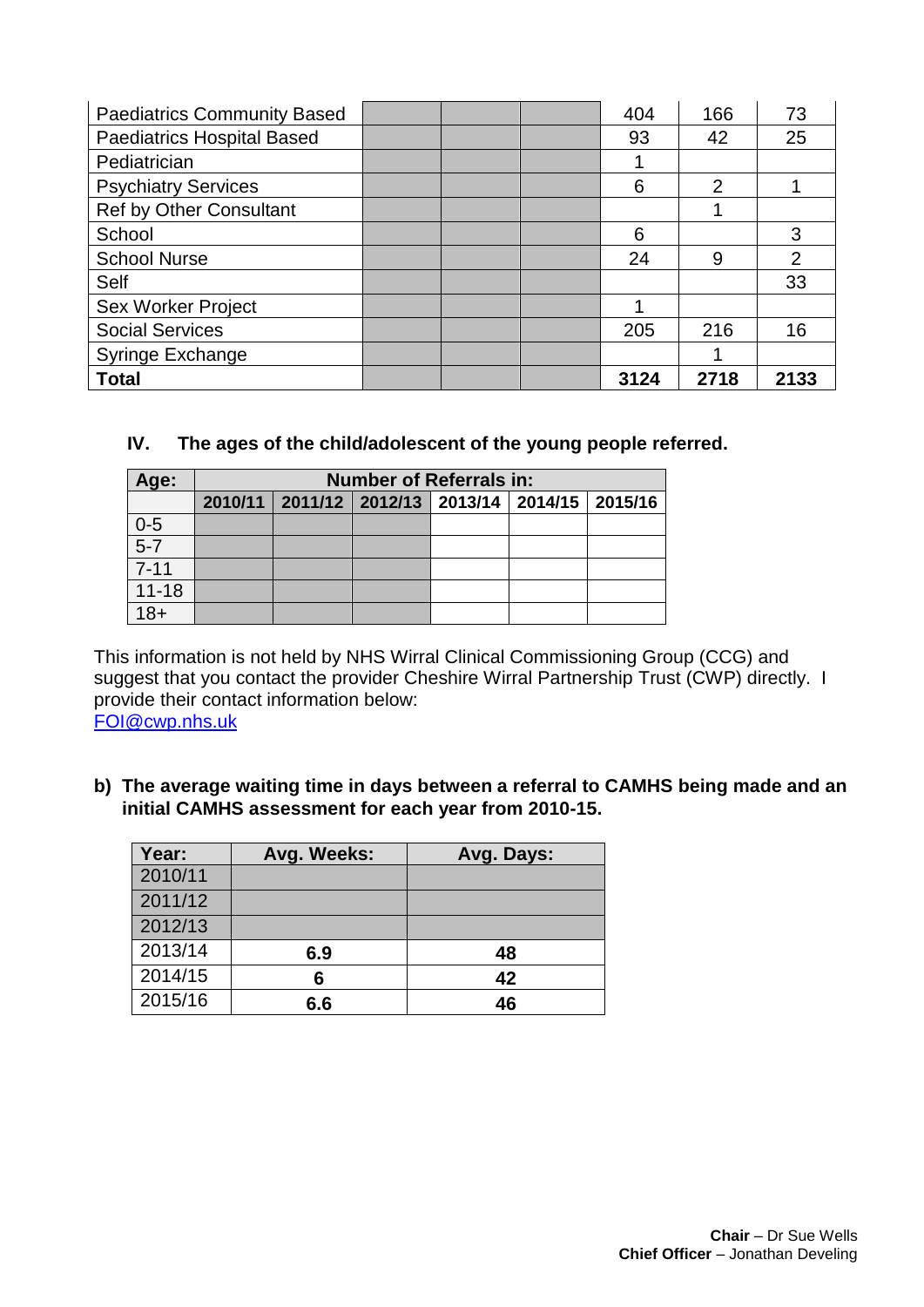| | | | | | | |
|---|---|---|---|---|---|---|
| Paediatrics Community Based | | | | 404 | 166 | 73 |
| Paediatrics Hospital Based | | | | 93 | 42 | 25 |
| Pediatrician | | | | 1 | | |
| Psychiatry Services | | | | 6 | 2 | 1 |
| Ref by Other Consultant | | | | | 1 | |
| School | | | | 6 | | 3 |
| School Nurse | | | | 24 | 9 | 2 |
| Self | | | | | | 33 |
| Sex Worker Project | | | | 1 | | |
| Social Services | | | | 205 | 216 | 16 |
| Syringe Exchange | | | | | 1 | |
| **Total** | | | | **3124** | **2718** | **2133** |

### IV. The ages of the child/adolescent of the young people referred.

| Age: | Number of Referrals in: | | | | | |
|---|---|---|---|---|---|---|
| | 2010/11 | 2011/12 | 2012/13 | 2013/14 | 2014/15 | 2015/16 |
| 0-5 | | | | | | |
| 5-7 | | | | | | |
| 7-11 | | | | | | |
| 11-18 | | | | | | |
| 18+ | | | | | | |

This information is not held by NHS Wirral Clinical Commissioning Group (CCG) and suggest that you contact the provider Cheshire Wirral Partnership Trust (CWP) directly. I provide their contact information below:
FOI@cwp.nhs.uk

**b) The average waiting time in days between a referral to CAMHS being made and an initial CAMHS assessment for each year from 2010-15.**

| Year: | Avg. Weeks: | Avg. Days: |
|---|---|---|
| 2010/11 | | |
| 2011/12 | | |
| 2012/13 | | |
| 2013/14 | **6.9** | **48** |
| 2014/15 | **6** | **42** |
| 2015/16 | **6.6** | **46** |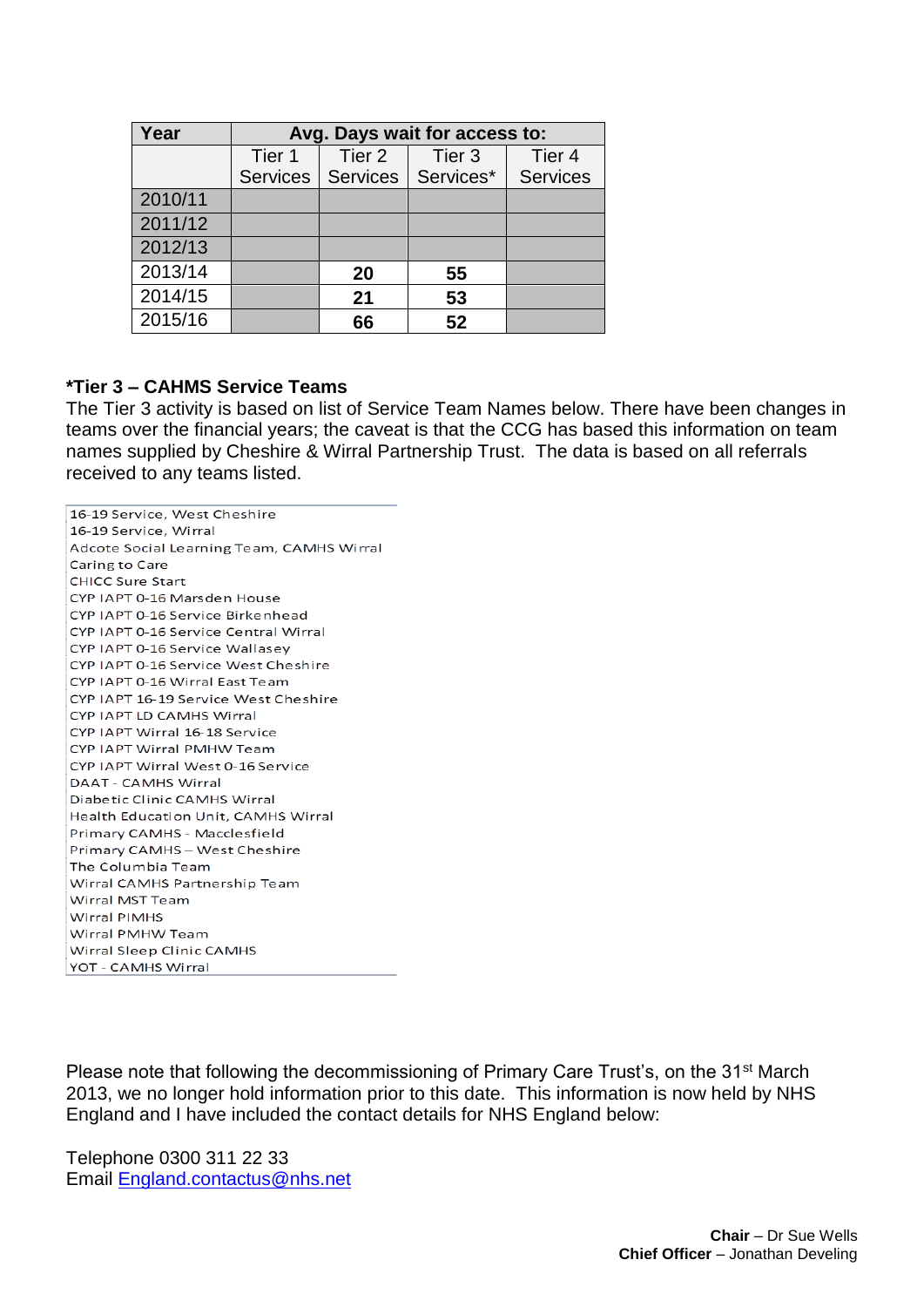| Year | Avg. Days wait for access to: | | | |
|---|---|---|---|---|
| | Tier 1 Services | Tier 2 Services | Tier 3 Services* | Tier 4 Services |
| 2010/11 | | | | |
| 2011/12 | | | | |
| 2012/13 | | | | |
| 2013/14 | | **20** | **55** | |
| 2014/15 | | **21** | **53** | |
| 2015/16 | | **66** | **52** | |

**\*Tier 3 – CAHMS Service Teams**

The Tier 3 activity is based on list of Service Team Names below. There have been changes in teams over the financial years; the caveat is that the CCG has based this information on team names supplied by Cheshire & Wirral Partnership Trust. The data is based on all referrals received to any teams listed.

| |
|---|
| 16-19 Service, West Cheshire |
| 16-19 Service, Wirral |
| Adcote Social Learning Team, CAMHS Wirral |
| Caring to Care |
| CHICC Sure Start |
| CYP IAPT 0-16 Marsden House |
| CYP IAPT 0-16 Service Birkenhead |
| CYP IAPT 0-16 Service Central Wirral |
| CYP IAPT 0-16 Service Wallasey |
| CYP IAPT 0-16 Service West Cheshire |
| CYP IAPT 0-16 Wirral East Team |
| CYP IAPT 16-19 Service West Cheshire |
| CYP IAPT LD CAMHS Wirral |
| CYP IAPT Wirral 16-18 Service |
| CYP IAPT Wirral PMHW Team |
| CYP IAPT Wirral West 0-16 Service |
| DAAT - CAMHS Wirral |
| Diabetic Clinic CAMHS Wirral |
| Health Education Unit, CAMHS Wirral |
| Primary CAMHS - Macclesfield |
| Primary CAMHS – West Cheshire |
| The Columbia Team |
| Wirral CAMHS Partnership Team |
| Wirral MST Team |
| Wirral PIMHS |
| Wirral PMHW Team |
| Wirral Sleep Clinic CAMHS |
| YOT - CAMHS Wirral |

Please note that following the decommissioning of Primary Care Trust's, on the 31st March 2013, we no longer hold information prior to this date. This information is now held by NHS England and I have included the contact details for NHS England below:

Telephone 0300 311 22 33
Email England.contactus@nhs.net

**Chair** – Dr Sue Wells
**Chief Officer** – Jonathan Develing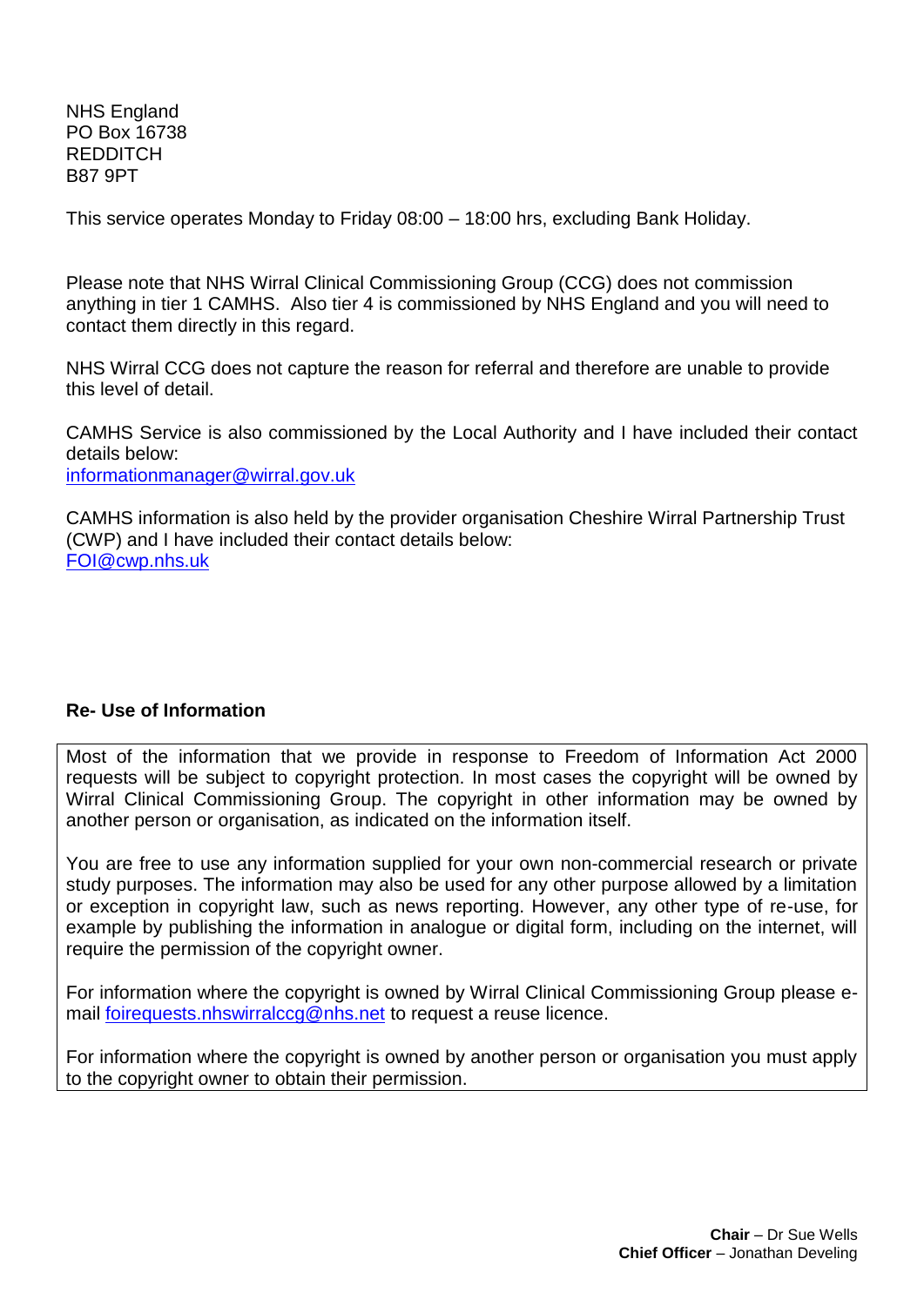NHS England
PO Box 16738
REDDITCH
B87 9PT

This service operates Monday to Friday 08:00 – 18:00 hrs, excluding Bank Holiday.

Please note that NHS Wirral Clinical Commissioning Group (CCG) does not commission anything in tier 1 CAMHS. Also tier 4 is commissioned by NHS England and you will need to contact them directly in this regard.

NHS Wirral CCG does not capture the reason for referral and therefore are unable to provide this level of detail.

CAMHS Service is also commissioned by the Local Authority and I have included their contact details below:
informationmanager@wirral.gov.uk

CAMHS information is also held by the provider organisation Cheshire Wirral Partnership Trust (CWP) and I have included their contact details below:
FOI@cwp.nhs.uk

**Re- Use of Information**

Most of the information that we provide in response to Freedom of Information Act 2000 requests will be subject to copyright protection. In most cases the copyright will be owned by Wirral Clinical Commissioning Group. The copyright in other information may be owned by another person or organisation, as indicated on the information itself.

You are free to use any information supplied for your own non-commercial research or private study purposes. The information may also be used for any other purpose allowed by a limitation or exception in copyright law, such as news reporting. However, any other type of re-use, for example by publishing the information in analogue or digital form, including on the internet, will require the permission of the copyright owner.

For information where the copyright is owned by Wirral Clinical Commissioning Group please e-mail foirequests.nhswirralccg@nhs.net to request a reuse licence.

For information where the copyright is owned by another person or organisation you must apply to the copyright owner to obtain their permission.

**Chair** – Dr Sue Wells
**Chief Officer** – Jonathan Develing